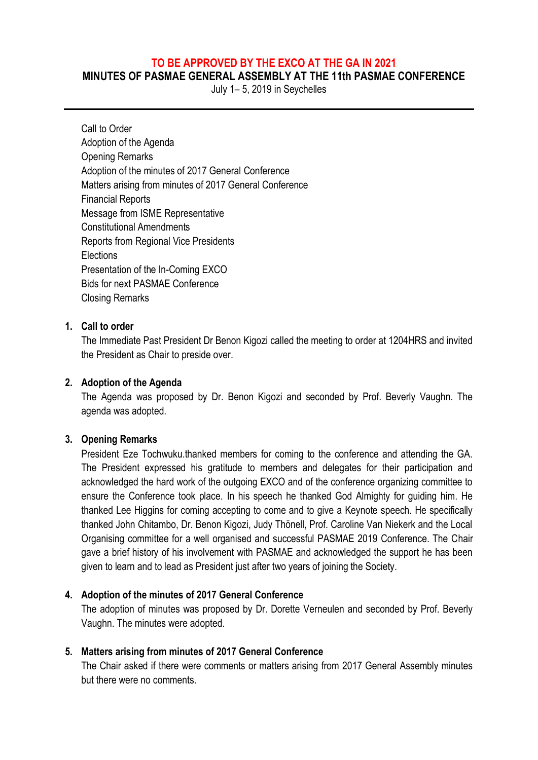**TO BE APPROVED BY THE EXCO AT THE GA IN 2021**

# MINUTES OF PASMAE GENERAL ASSEMBLY AT THE 11th PASMAE CONFERENCE

July 1– 5, 2019 in Seychelles

---

Call to Order
Adoption of the Agenda
Opening Remarks
Adoption of the minutes of 2017 General Conference
Matters arising from minutes of 2017 General Conference
Financial Reports
Message from ISME Representative
Constitutional Amendments
Reports from Regional Vice Presidents
Elections
Presentation of the In-Coming EXCO
Bids for next PASMAE Conference
Closing Remarks

## 1. Call to order

The Immediate Past President Dr Benon Kigozi called the meeting to order at 1204HRS and invited the President as Chair to preside over.

## 2. Adoption of the Agenda

The Agenda was proposed by Dr. Benon Kigozi and seconded by Prof. Beverly Vaughn. The agenda was adopted.

## 3. Opening Remarks

President Eze Tochwuku.thanked members for coming to the conference and attending the GA. The President expressed his gratitude to members and delegates for their participation and acknowledged the hard work of the outgoing EXCO and of the conference organizing committee to ensure the Conference took place. In his speech he thanked God Almighty for guiding him. He thanked Lee Higgins for coming accepting to come and to give a Keynote speech. He specifically thanked John Chitambo, Dr. Benon Kigozi, Judy Thönell, Prof. Caroline Van Niekerk and the Local Organising committee for a well organised and successful PASMAE 2019 Conference. The Chair gave a brief history of his involvement with PASMAE and acknowledged the support he has been given to learn and to lead as President just after two years of joining the Society.

## 4. Adoption of the minutes of 2017 General Conference

The adoption of minutes was proposed by Dr. Dorette Verneulen and seconded by Prof. Beverly Vaughn. The minutes were adopted.

## 5. Matters arising from minutes of 2017 General Conference

The Chair asked if there were comments or matters arising from 2017 General Assembly minutes but there were no comments.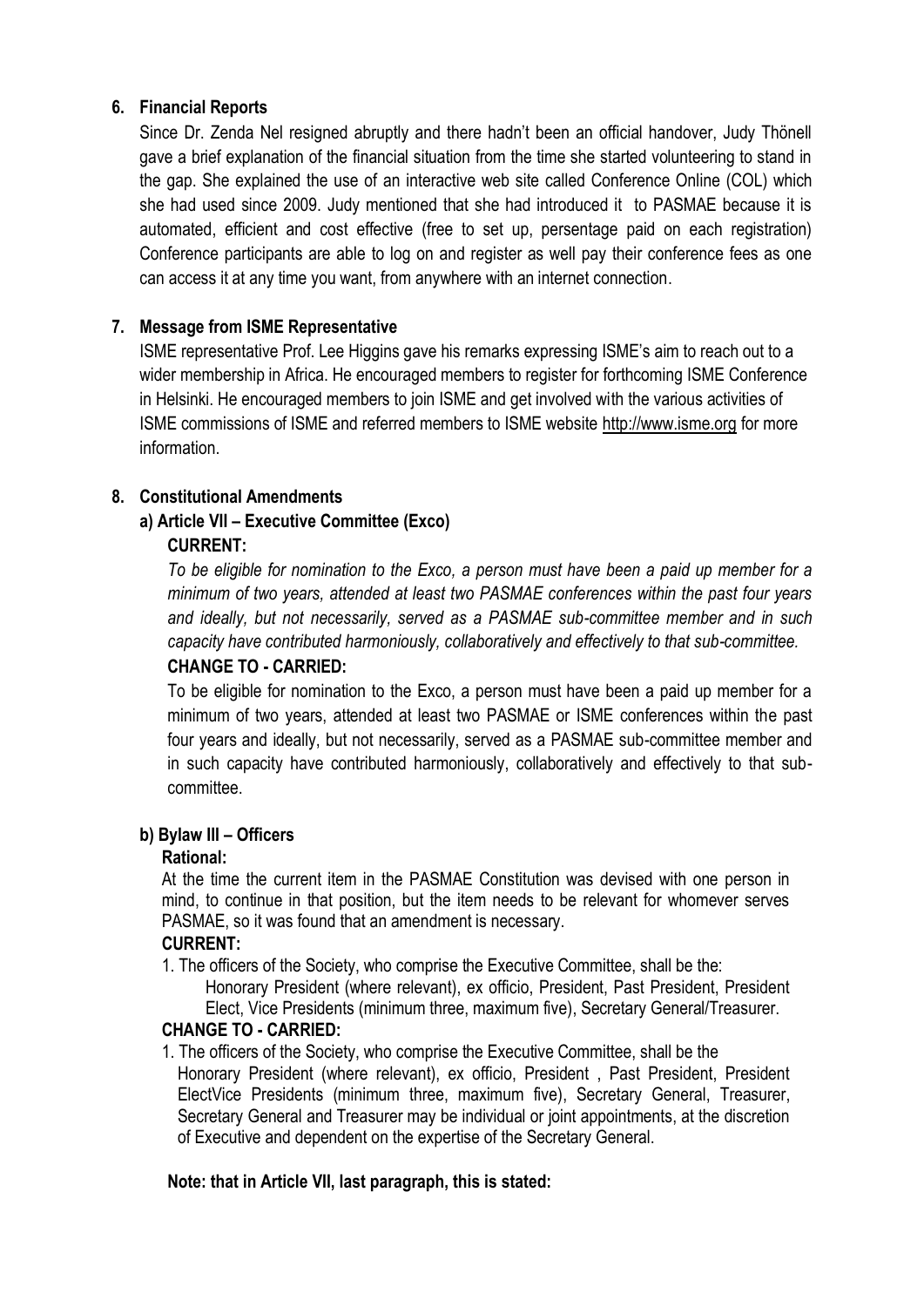## 6. Financial Reports

Since Dr. Zenda Nel resigned abruptly and there hadn't been an official handover, Judy Thönell gave a brief explanation of the financial situation from the time she started volunteering to stand in the gap. She explained the use of an interactive web site called Conference Online (COL) which she had used since 2009. Judy mentioned that she had introduced it to PASMAE because it is automated, efficient and cost effective (free to set up, persentage paid on each registration) Conference participants are able to log on and register as well pay their conference fees as one can access it at any time you want, from anywhere with an internet connection.

## 7. Message from ISME Representative

ISME representative Prof. Lee Higgins gave his remarks expressing ISME's aim to reach out to a wider membership in Africa. He encouraged members to register for forthcoming ISME Conference in Helsinki. He encouraged members to join ISME and get involved with the various activities of ISME commissions of ISME and referred members to ISME website http://www.isme.org for more information.

## 8. Constitutional Amendments

### a) Article VII – Executive Committee (Exco)

**CURRENT:**

*To be eligible for nomination to the Exco, a person must have been a paid up member for a minimum of two years, attended at least two PASMAE conferences within the past four years and ideally, but not necessarily, served as a PASMAE sub-committee member and in such capacity have contributed harmoniously, collaboratively and effectively to that sub-committee.*

**CHANGE TO - CARRIED:**

To be eligible for nomination to the Exco, a person must have been a paid up member for a minimum of two years, attended at least two PASMAE or ISME conferences within the past four years and ideally, but not necessarily, served as a PASMAE sub-committee member and in such capacity have contributed harmoniously, collaboratively and effectively to that sub-committee.

### b) Bylaw III – Officers

**Rational:**

At the time the current item in the PASMAE Constitution was devised with one person in mind, to continue in that position, but the item needs to be relevant for whomever serves PASMAE, so it was found that an amendment is necessary.

**CURRENT:**

1. The officers of the Society, who comprise the Executive Committee, shall be the:
   Honorary President (where relevant), ex officio, President, Past President, President Elect, Vice Presidents (minimum three, maximum five), Secretary General/Treasurer.

**CHANGE TO - CARRIED:**

1. The officers of the Society, who comprise the Executive Committee, shall be the Honorary President (where relevant), ex officio, President , Past President, President ElectVice Presidents (minimum three, maximum five), Secretary General, Treasurer, Secretary General and Treasurer may be individual or joint appointments, at the discretion of Executive and dependent on the expertise of the Secretary General.

**Note: that in Article VII, last paragraph, this is stated:**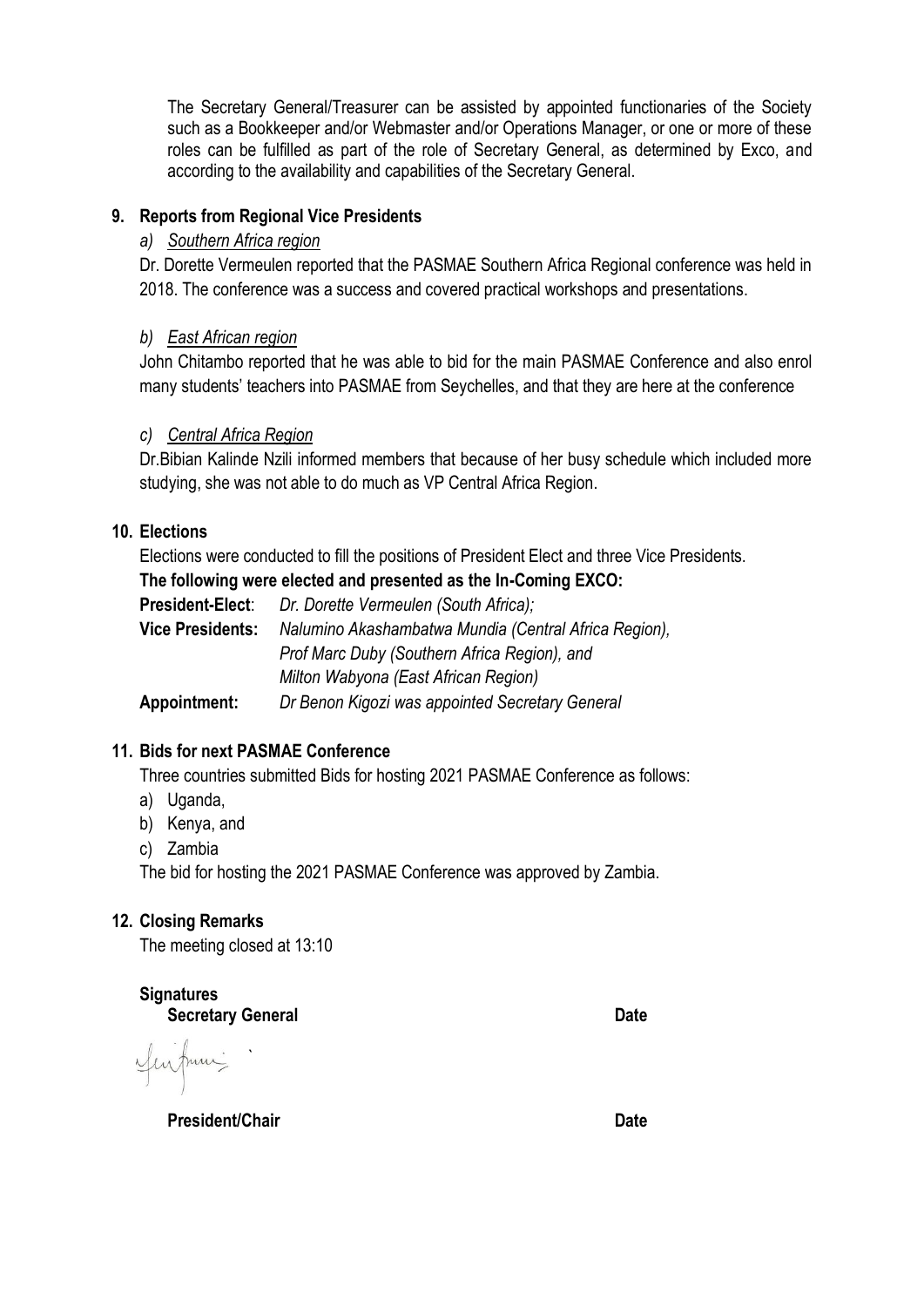The Secretary General/Treasurer can be assisted by appointed functionaries of the Society such as a Bookkeeper and/or Webmaster and/or Operations Manager, or one or more of these roles can be fulfilled as part of the role of Secretary General, as determined by Exco, and according to the availability and capabilities of the Secretary General.

**9. Reports from Regional Vice Presidents**

*a) Southern Africa region*

Dr. Dorette Vermeulen reported that the PASMAE Southern Africa Regional conference was held in 2018. The conference was a success and covered practical workshops and presentations.

*b) East African region*

John Chitambo reported that he was able to bid for the main PASMAE Conference and also enrol many students' teachers into PASMAE from Seychelles, and that they are here at the conference

*c) Central Africa Region*

Dr.Bibian Kalinde Nzili informed members that because of her busy schedule which included more studying, she was not able to do much as VP Central Africa Region.

**10. Elections**

Elections were conducted to fill the positions of President Elect and three Vice Presidents.

**The following were elected and presented as the In-Coming EXCO:**

**President-Elect**: *Dr. Dorette Vermeulen (South Africa);*

**Vice Presidents:** *Nalumino Akashambatwa Mundia (Central Africa Region),*
*Prof Marc Duby (Southern Africa Region), and*
*Milton Wabyona (East African Region)*

**Appointment:** *Dr Benon Kigozi was appointed Secretary General*

**11. Bids for next PASMAE Conference**

Three countries submitted Bids for hosting 2021 PASMAE Conference as follows:

a) Uganda,
b) Kenya, and
c) Zambia

The bid for hosting the 2021 PASMAE Conference was approved by Zambia.

**12. Closing Remarks**

The meeting closed at 13:10

**Signatures**

**Secretary General** **Date**

**President/Chair** **Date**